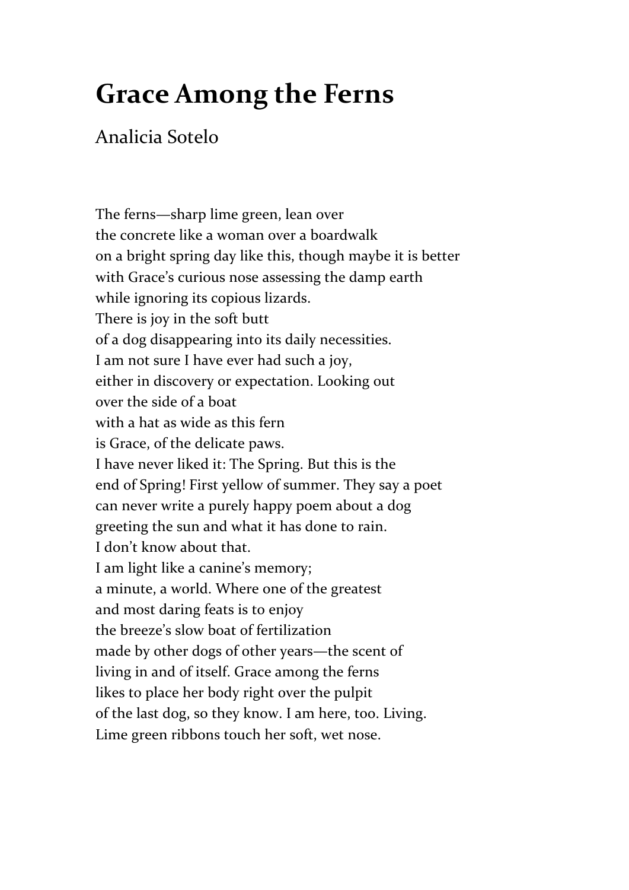# Grace Among the Ferns

Analicia Sotelo

The ferns—sharp lime green, lean over  
the concrete like a woman over a boardwalk  
on a bright spring day like this, though maybe it is better  
with Grace's curious nose assessing the damp earth  
while ignoring its copious lizards.  
There is joy in the soft butt  
of a dog disappearing into its daily necessities.  
I am not sure I have ever had such a joy,  
either in discovery or expectation. Looking out  
over the side of a boat  
with a hat as wide as this fern  
is Grace, of the delicate paws.  
I have never liked it: The Spring. But this is the  
end of Spring! First yellow of summer. They say a poet  
can never write a purely happy poem about a dog  
greeting the sun and what it has done to rain.  
I don't know about that.  
I am light like a canine's memory;  
a minute, a world. Where one of the greatest  
and most daring feats is to enjoy  
the breeze's slow boat of fertilization  
made by other dogs of other years—the scent of  
living in and of itself. Grace among the ferns  
likes to place her body right over the pulpit  
of the last dog, so they know. I am here, too. Living.  
Lime green ribbons touch her soft, wet nose.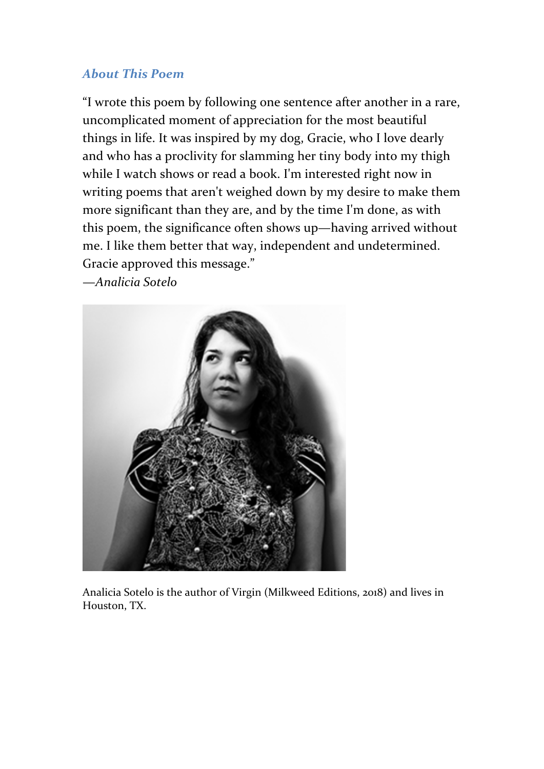### *About This Poem*

"I wrote this poem by following one sentence after another in a rare, uncomplicated moment of appreciation for the most beautiful things in life. It was inspired by my dog, Gracie, who I love dearly and who has a proclivity for slamming her tiny body into my thigh while I watch shows or read a book. I'm interested right now in writing poems that aren't weighed down by my desire to make them more significant than they are, and by the time I'm done, as with this poem, the significance often shows up—having arrived without me. I like them better that way, independent and undetermined. Gracie approved this message."

—*Analicia Sotelo*

Analicia Sotelo is the author of Virgin (Milkweed Editions, 2018) and lives in Houston, TX.